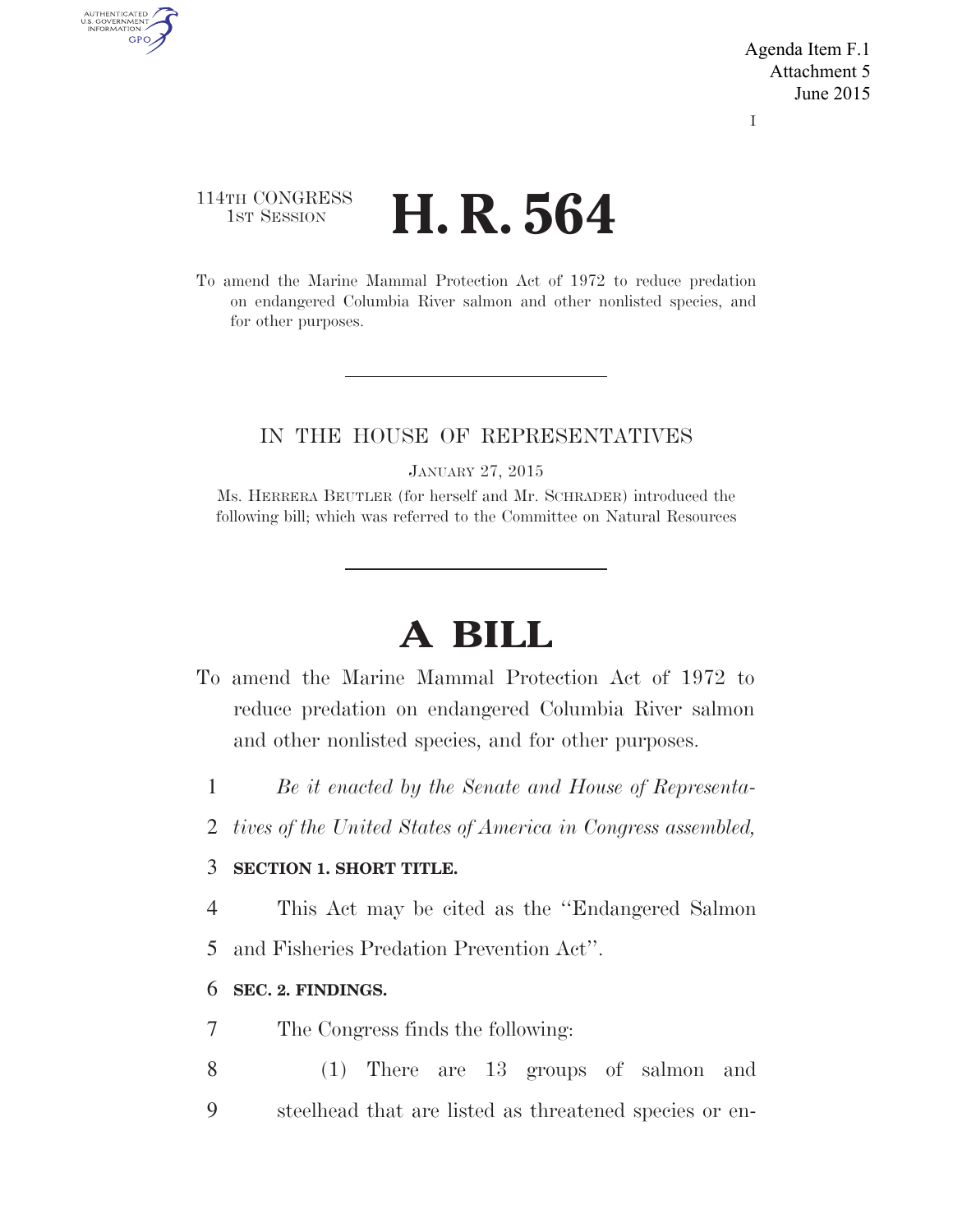Agenda Item F.1
Attachment 5
June 2015

I

114TH CONGRESS
1ST SESSION

# H. R. 564

To amend the Marine Mammal Protection Act of 1972 to reduce predation on endangered Columbia River salmon and other nonlisted species, and for other purposes.

IN THE HOUSE OF REPRESENTATIVES

JANUARY 27, 2015

Ms. HERRERA BEUTLER (for herself and Mr. SCHRADER) introduced the following bill; which was referred to the Committee on Natural Resources

# A BILL

To amend the Marine Mammal Protection Act of 1972 to reduce predation on endangered Columbia River salmon and other nonlisted species, and for other purposes.

1 *Be it enacted by the Senate and House of Representa-*
2 *tives of the United States of America in Congress assembled,*

3 **SECTION 1. SHORT TITLE.**

4 This Act may be cited as the "Endangered Salmon
5 and Fisheries Predation Prevention Act".

6 **SEC. 2. FINDINGS.**

7 The Congress finds the following:

8 (1) There are 13 groups of salmon and
9 steelhead that are listed as threatened species or en-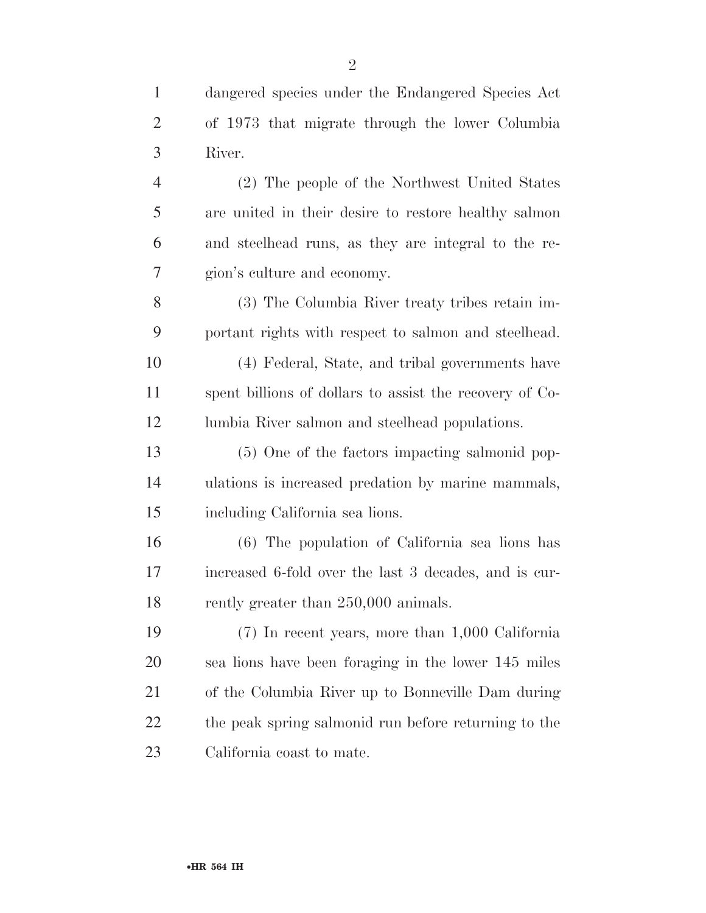dangered species under the Endangered Species Act of 1973 that migrate through the lower Columbia River.

(2) The people of the Northwest United States are united in their desire to restore healthy salmon and steelhead runs, as they are integral to the region's culture and economy.

(3) The Columbia River treaty tribes retain important rights with respect to salmon and steelhead.

(4) Federal, State, and tribal governments have spent billions of dollars to assist the recovery of Columbia River salmon and steelhead populations.

(5) One of the factors impacting salmonid populations is increased predation by marine mammals, including California sea lions.

(6) The population of California sea lions has increased 6-fold over the last 3 decades, and is currently greater than 250,000 animals.

(7) In recent years, more than 1,000 California sea lions have been foraging in the lower 145 miles of the Columbia River up to Bonneville Dam during the peak spring salmonid run before returning to the California coast to mate.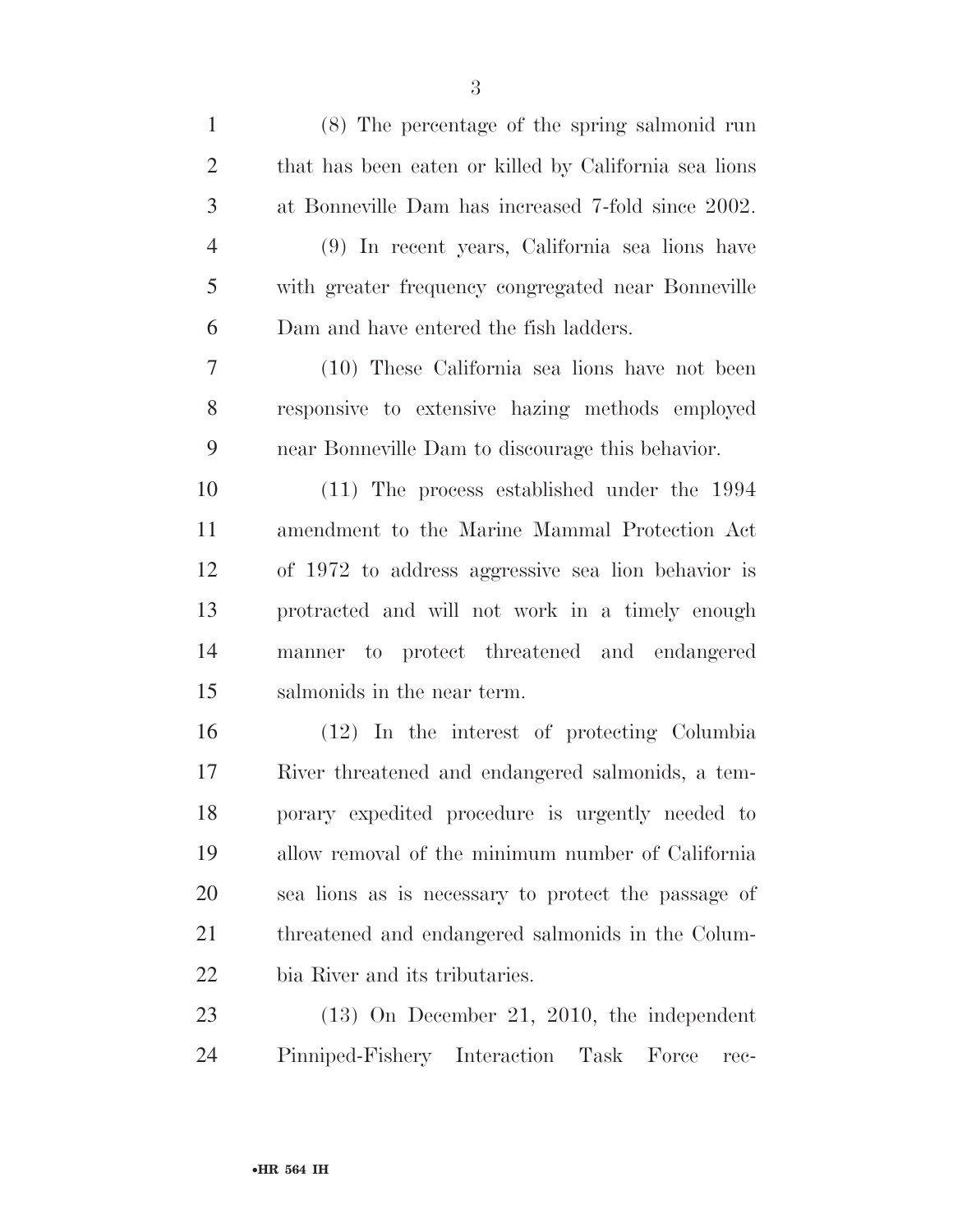(8) The percentage of the spring salmonid run that has been eaten or killed by California sea lions at Bonneville Dam has increased 7-fold since 2002.

(9) In recent years, California sea lions have with greater frequency congregated near Bonneville Dam and have entered the fish ladders.

(10) These California sea lions have not been responsive to extensive hazing methods employed near Bonneville Dam to discourage this behavior.

(11) The process established under the 1994 amendment to the Marine Mammal Protection Act of 1972 to address aggressive sea lion behavior is protracted and will not work in a timely enough manner to protect threatened and endangered salmonids in the near term.

(12) In the interest of protecting Columbia River threatened and endangered salmonids, a temporary expedited procedure is urgently needed to allow removal of the minimum number of California sea lions as is necessary to protect the passage of threatened and endangered salmonids in the Columbia River and its tributaries.

(13) On December 21, 2010, the independent Pinniped-Fishery Interaction Task Force rec-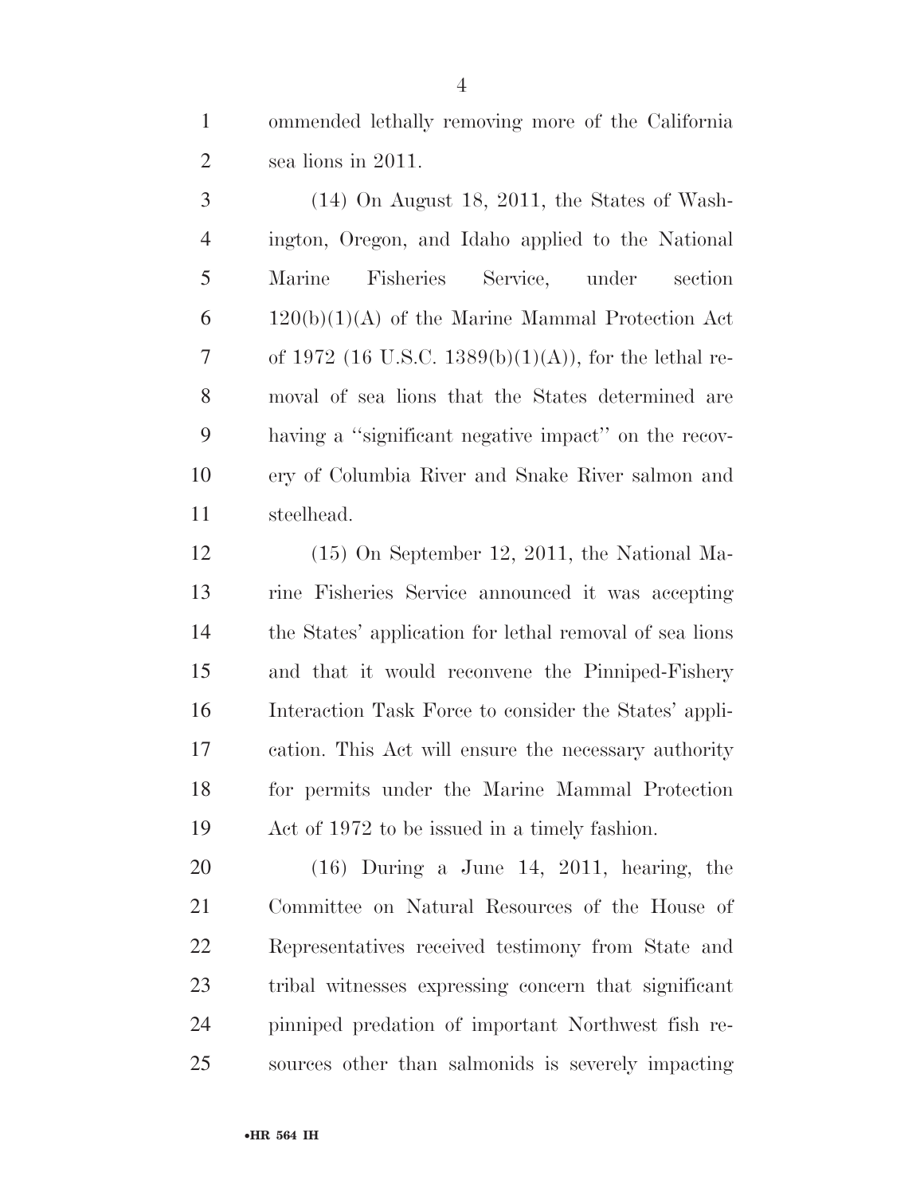ommended lethally removing more of the California sea lions in 2011.

(14) On August 18, 2011, the States of Washington, Oregon, and Idaho applied to the National Marine Fisheries Service, under section 120(b)(1)(A) of the Marine Mammal Protection Act of 1972 (16 U.S.C. 1389(b)(1)(A)), for the lethal removal of sea lions that the States determined are having a ''significant negative impact'' on the recovery of Columbia River and Snake River salmon and steelhead.

(15) On September 12, 2011, the National Marine Fisheries Service announced it was accepting the States' application for lethal removal of sea lions and that it would reconvene the Pinniped-Fishery Interaction Task Force to consider the States' application. This Act will ensure the necessary authority for permits under the Marine Mammal Protection Act of 1972 to be issued in a timely fashion.

(16) During a June 14, 2011, hearing, the Committee on Natural Resources of the House of Representatives received testimony from State and tribal witnesses expressing concern that significant pinniped predation of important Northwest fish resources other than salmonids is severely impacting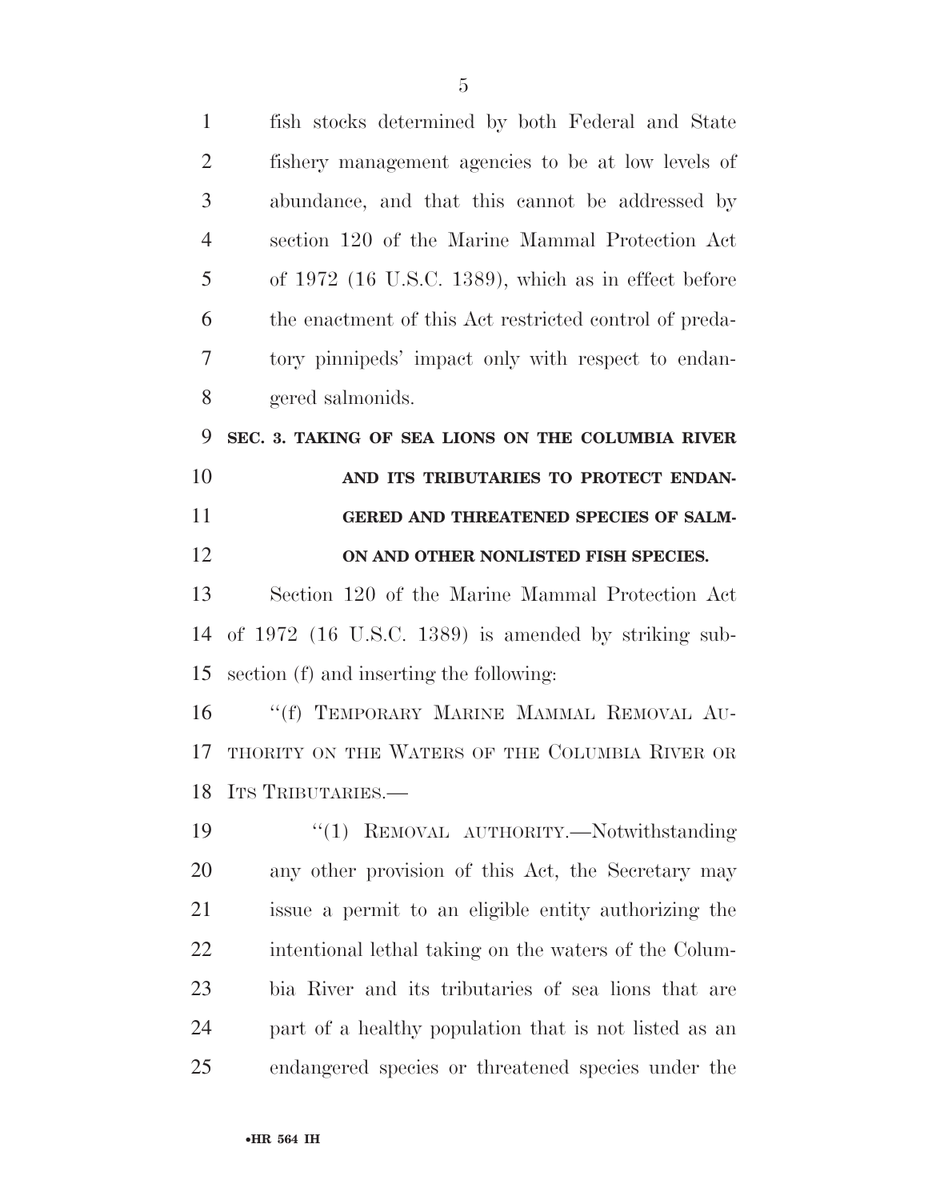fish stocks determined by both Federal and State fishery management agencies to be at low levels of abundance, and that this cannot be addressed by section 120 of the Marine Mammal Protection Act of 1972 (16 U.S.C. 1389), which as in effect before the enactment of this Act restricted control of predatory pinnipeds' impact only with respect to endangered salmonids.

**SEC. 3. TAKING OF SEA LIONS ON THE COLUMBIA RIVER AND ITS TRIBUTARIES TO PROTECT ENDANGERED AND THREATENED SPECIES OF SALMON AND OTHER NONLISTED FISH SPECIES.**

Section 120 of the Marine Mammal Protection Act of 1972 (16 U.S.C. 1389) is amended by striking subsection (f) and inserting the following:

"(f) TEMPORARY MARINE MAMMAL REMOVAL AUTHORITY ON THE WATERS OF THE COLUMBIA RIVER OR ITS TRIBUTARIES.—

"(1) REMOVAL AUTHORITY.—Notwithstanding any other provision of this Act, the Secretary may issue a permit to an eligible entity authorizing the intentional lethal taking on the waters of the Columbia River and its tributaries of sea lions that are part of a healthy population that is not listed as an endangered species or threatened species under the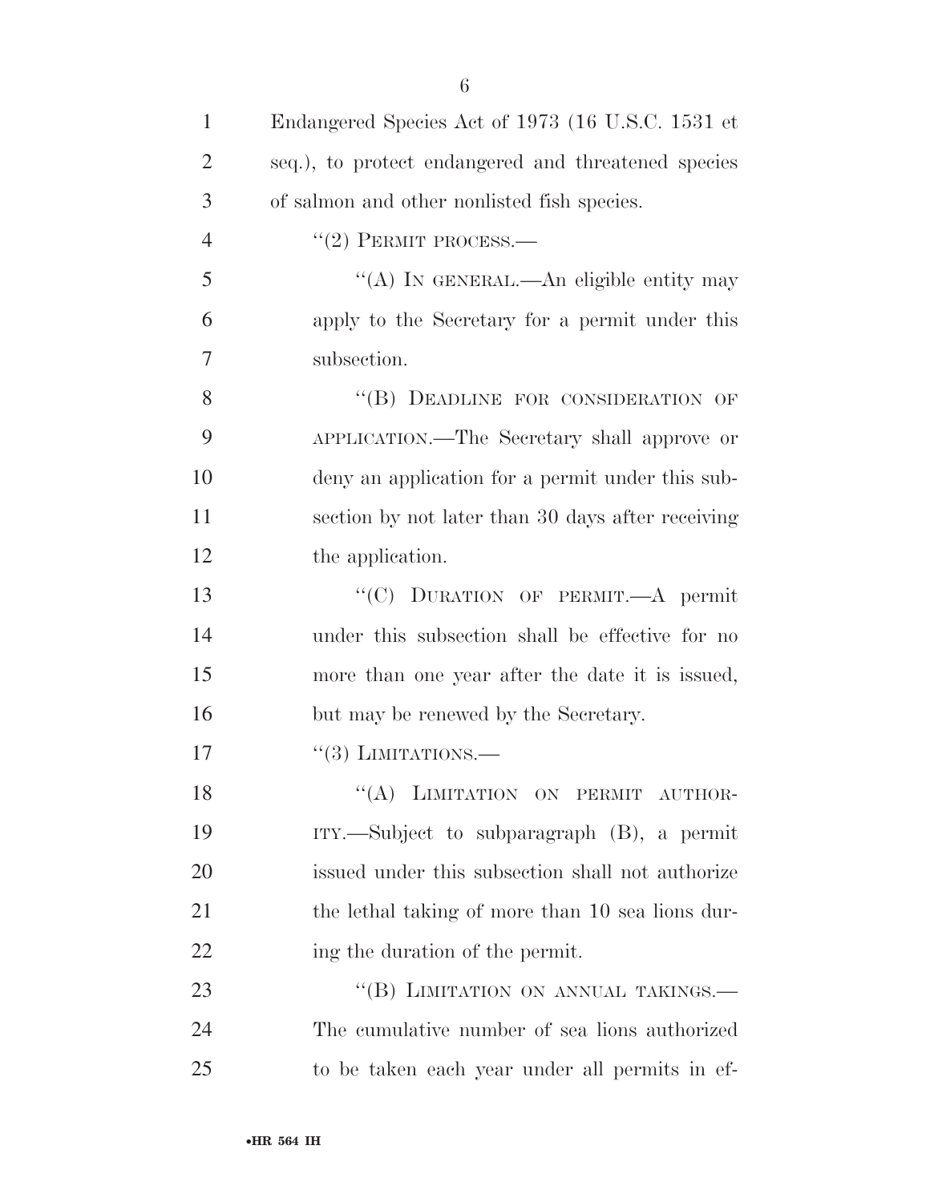Endangered Species Act of 1973 (16 U.S.C. 1531 et seq.), to protect endangered and threatened species of salmon and other nonlisted fish species.

"(2) PERMIT PROCESS.—

"(A) IN GENERAL.—An eligible entity may apply to the Secretary for a permit under this subsection.

"(B) DEADLINE FOR CONSIDERATION OF APPLICATION.—The Secretary shall approve or deny an application for a permit under this subsection by not later than 30 days after receiving the application.

"(C) DURATION OF PERMIT.—A permit under this subsection shall be effective for no more than one year after the date it is issued, but may be renewed by the Secretary.

"(3) LIMITATIONS.—

"(A) LIMITATION ON PERMIT AUTHORITY.—Subject to subparagraph (B), a permit issued under this subsection shall not authorize the lethal taking of more than 10 sea lions during the duration of the permit.

"(B) LIMITATION ON ANNUAL TAKINGS.—The cumulative number of sea lions authorized to be taken each year under all permits in ef-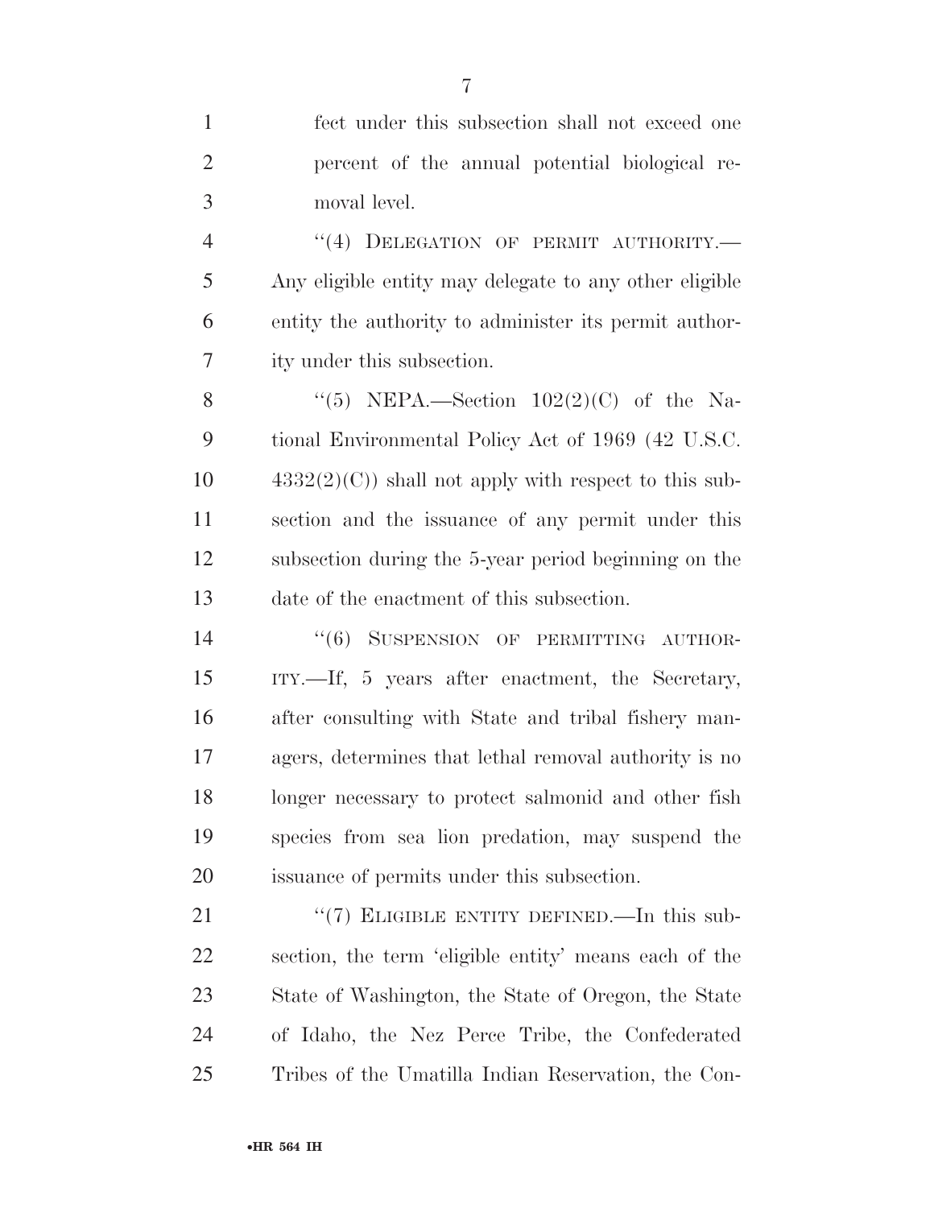fect under this subsection shall not exceed one percent of the annual potential biological removal level.

''(4) DELEGATION OF PERMIT AUTHORITY.—Any eligible entity may delegate to any other eligible entity the authority to administer its permit authority under this subsection.

''(5) NEPA.—Section 102(2)(C) of the National Environmental Policy Act of 1969 (42 U.S.C. 4332(2)(C)) shall not apply with respect to this subsection and the issuance of any permit under this subsection during the 5-year period beginning on the date of the enactment of this subsection.

''(6) SUSPENSION OF PERMITTING AUTHORITY.—If, 5 years after enactment, the Secretary, after consulting with State and tribal fishery managers, determines that lethal removal authority is no longer necessary to protect salmonid and other fish species from sea lion predation, may suspend the issuance of permits under this subsection.

''(7) ELIGIBLE ENTITY DEFINED.—In this subsection, the term 'eligible entity' means each of the State of Washington, the State of Oregon, the State of Idaho, the Nez Perce Tribe, the Confederated Tribes of the Umatilla Indian Reservation, the Con-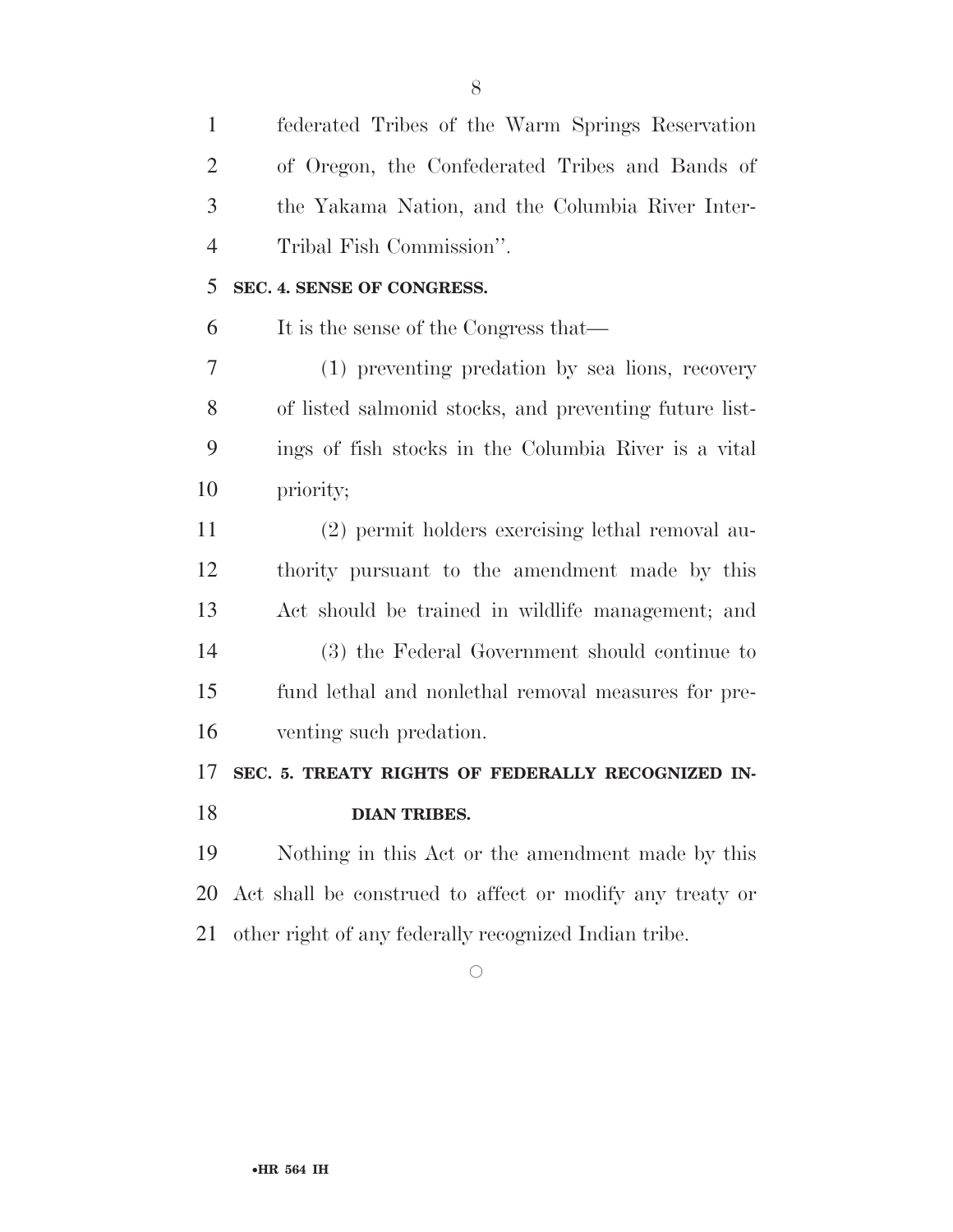federated Tribes of the Warm Springs Reservation of Oregon, the Confederated Tribes and Bands of the Yakama Nation, and the Columbia River Inter-Tribal Fish Commission''.

### SEC. 4. SENSE OF CONGRESS.

It is the sense of the Congress that—

(1) preventing predation by sea lions, recovery of listed salmonid stocks, and preventing future listings of fish stocks in the Columbia River is a vital priority;

(2) permit holders exercising lethal removal authority pursuant to the amendment made by this Act should be trained in wildlife management; and

(3) the Federal Government should continue to fund lethal and nonlethal removal measures for preventing such predation.

### SEC. 5. TREATY RIGHTS OF FEDERALLY RECOGNIZED INDIAN TRIBES.

Nothing in this Act or the amendment made by this Act shall be construed to affect or modify any treaty or other right of any federally recognized Indian tribe.

○